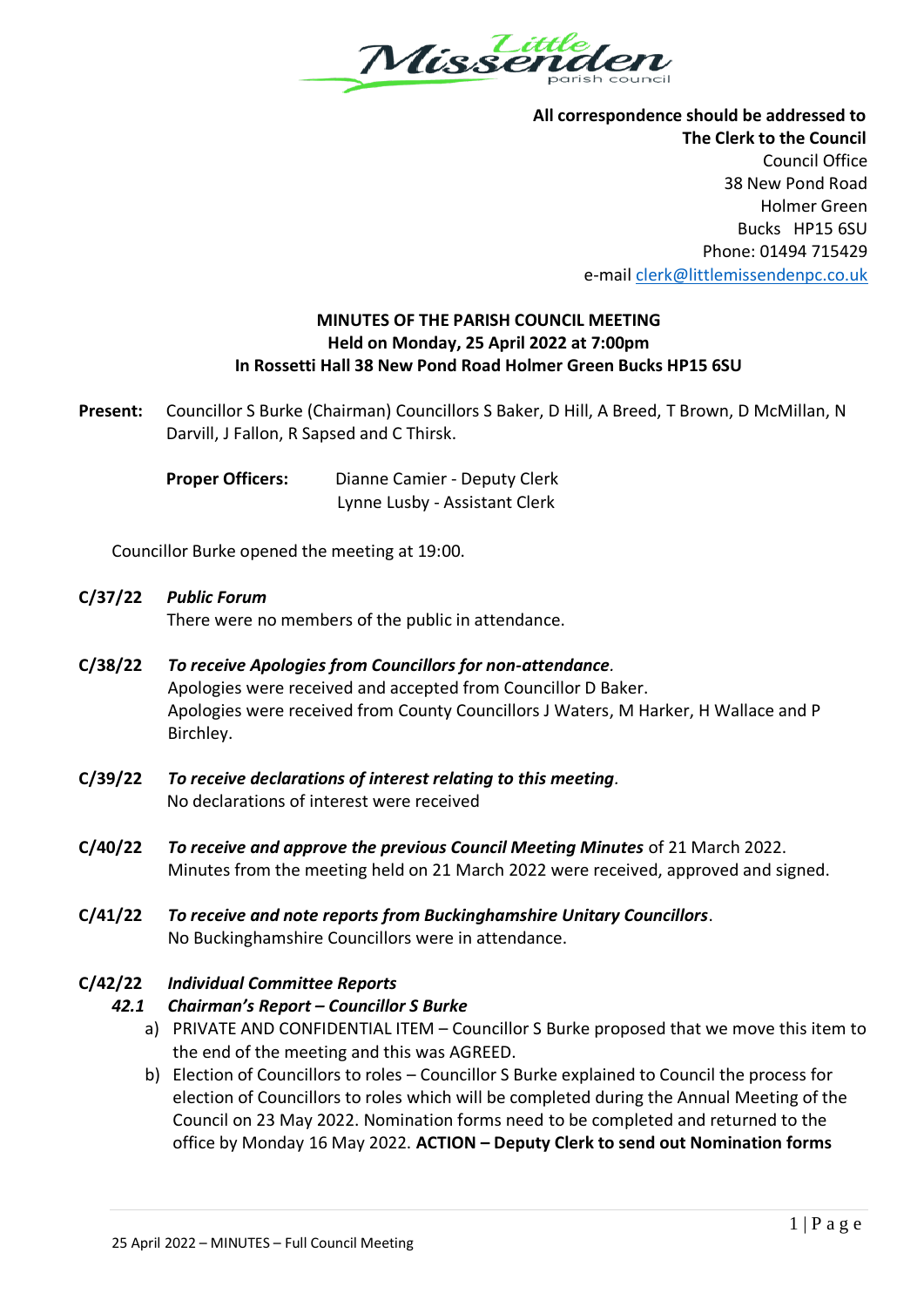**All correspondence should be addressed to**
**The Clerk to the Council**
Council Office
38 New Pond Road
Holmer Green
Bucks HP15 6SU
Phone: 01494 715429
e-mail clerk@littlemissendenpc.co.uk

# MINUTES OF THE PARISH COUNCIL MEETING
**Held on Monday, 25 April 2022 at 7:00pm**
**In Rossetti Hall 38 New Pond Road Holmer Green Bucks HP15 6SU**

**Present:** Councillor S Burke (Chairman) Councillors S Baker, D Hill, A Breed, T Brown, D McMillan, N Darvill, J Fallon, R Sapsed and C Thirsk.

**Proper Officers:** Dianne Camier - Deputy Clerk
Lynne Lusby - Assistant Clerk

Councillor Burke opened the meeting at 19:00.

**C/37/22** ***Public Forum***
There were no members of the public in attendance.

**C/38/22** ***To receive Apologies from Councillors for non-attendance.***
Apologies were received and accepted from Councillor D Baker.
Apologies were received from County Councillors J Waters, M Harker, H Wallace and P Birchley.

**C/39/22** ***To receive declarations of interest relating to this meeting.***
No declarations of interest were received

**C/40/22** ***To receive and approve the previous Council Meeting Minutes*** of 21 March 2022.
Minutes from the meeting held on 21 March 2022 were received, approved and signed.

**C/41/22** ***To receive and note reports from Buckinghamshire Unitary Councillors.***
No Buckinghamshire Councillors were in attendance.

**C/42/22** ***Individual Committee Reports***

***42.1 Chairman's Report – Councillor S Burke***

a) PRIVATE AND CONFIDENTIAL ITEM – Councillor S Burke proposed that we move this item to the end of the meeting and this was AGREED.
b) Election of Councillors to roles – Councillor S Burke explained to Council the process for election of Councillors to roles which will be completed during the Annual Meeting of the Council on 23 May 2022. Nomination forms need to be completed and returned to the office by Monday 16 May 2022. **ACTION – Deputy Clerk to send out Nomination forms**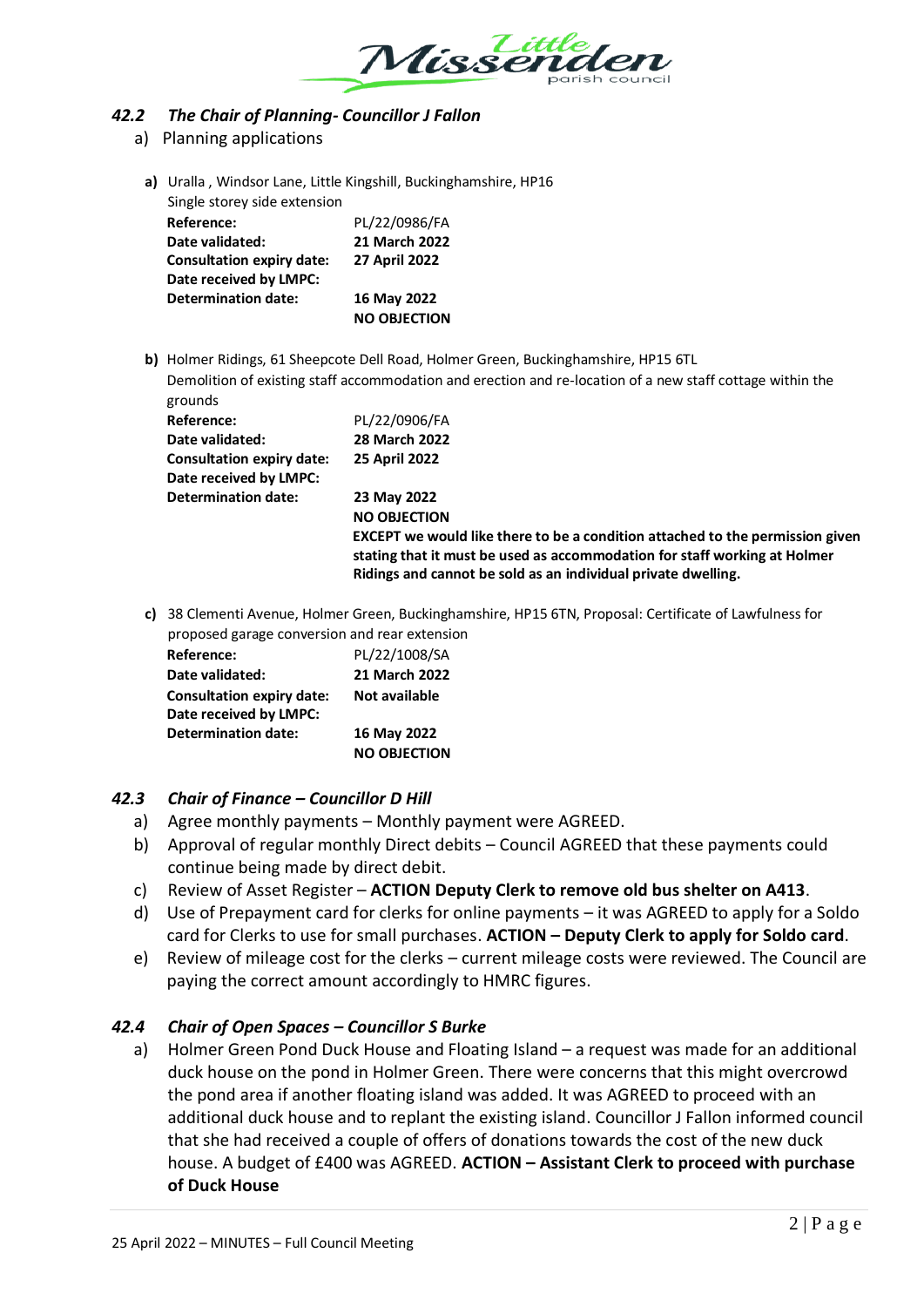### *42.2 The Chair of Planning- Councillor J Fallon*

a) Planning applications

**a)** Uralla , Windsor Lane, Little Kingshill, Buckinghamshire, HP16
Single storey side extension

| | |
|---|---|
| **Reference:** | PL/22/0986/FA |
| **Date validated:** | **21 March 2022** |
| **Consultation expiry date:** | **27 April 2022** |
| **Date received by LMPC:** | |
| **Determination date:** | **16 May 2022** |
| | **NO OBJECTION** |

**b)** Holmer Ridings, 61 Sheepcote Dell Road, Holmer Green, Buckinghamshire, HP15 6TL
Demolition of existing staff accommodation and erection and re-location of a new staff cottage within the grounds

| | |
|---|---|
| **Reference:** | PL/22/0906/FA |
| **Date validated:** | **28 March 2022** |
| **Consultation expiry date:** | **25 April 2022** |
| **Date received by LMPC:** | |
| **Determination date:** | **23 May 2022** |
| | **NO OBJECTION** |
| | **EXCEPT we would like there to be a condition attached to the permission given stating that it must be used as accommodation for staff working at Holmer Ridings and cannot be sold as an individual private dwelling.** |

**c)** 38 Clementi Avenue, Holmer Green, Buckinghamshire, HP15 6TN, Proposal: Certificate of Lawfulness for proposed garage conversion and rear extension

| | |
|---|---|
| **Reference:** | PL/22/1008/SA |
| **Date validated:** | **21 March 2022** |
| **Consultation expiry date:** | **Not available** |
| **Date received by LMPC:** | |
| **Determination date:** | **16 May 2022** |
| | **NO OBJECTION** |

### *42.3 Chair of Finance – Councillor D Hill*

a) Agree monthly payments – Monthly payment were AGREED.
b) Approval of regular monthly Direct debits – Council AGREED that these payments could continue being made by direct debit.
c) Review of Asset Register – **ACTION Deputy Clerk to remove old bus shelter on A413**.
d) Use of Prepayment card for clerks for online payments – it was AGREED to apply for a Soldo card for Clerks to use for small purchases. **ACTION – Deputy Clerk to apply for Soldo card**.
e) Review of mileage cost for the clerks – current mileage costs were reviewed. The Council are paying the correct amount accordingly to HMRC figures.

### *42.4 Chair of Open Spaces – Councillor S Burke*

a) Holmer Green Pond Duck House and Floating Island – a request was made for an additional duck house on the pond in Holmer Green. There were concerns that this might overcrowd the pond area if another floating island was added. It was AGREED to proceed with an additional duck house and to replant the existing island. Councillor J Fallon informed council that she had received a couple of offers of donations towards the cost of the new duck house. A budget of £400 was AGREED. **ACTION – Assistant Clerk to proceed with purchase of Duck House**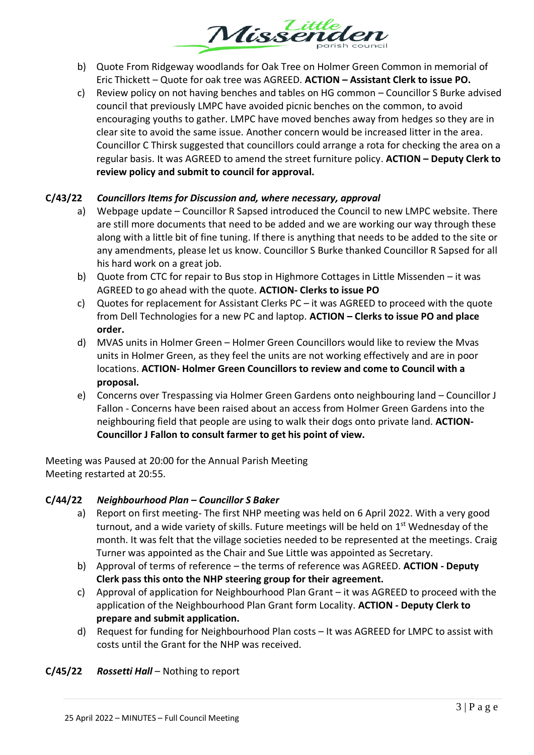b) Quote From Ridgeway woodlands for Oak Tree on Holmer Green Common in memorial of Eric Thickett – Quote for oak tree was AGREED. **ACTION – Assistant Clerk to issue PO.**

c) Review policy on not having benches and tables on HG common – Councillor S Burke advised council that previously LMPC have avoided picnic benches on the common, to avoid encouraging youths to gather. LMPC have moved benches away from hedges so they are in clear site to avoid the same issue. Another concern would be increased litter in the area. Councillor C Thirsk suggested that councillors could arrange a rota for checking the area on a regular basis. It was AGREED to amend the street furniture policy. **ACTION – Deputy Clerk to review policy and submit to council for approval.**

**C/43/22** ***Councillors Items for Discussion and, where necessary, approval***

a) Webpage update – Councillor R Sapsed introduced the Council to new LMPC website. There are still more documents that need to be added and we are working our way through these along with a little bit of fine tuning. If there is anything that needs to be added to the site or any amendments, please let us know. Councillor S Burke thanked Councillor R Sapsed for all his hard work on a great job.

b) Quote from CTC for repair to Bus stop in Highmore Cottages in Little Missenden – it was AGREED to go ahead with the quote. **ACTION- Clerks to issue PO**

c) Quotes for replacement for Assistant Clerks PC – it was AGREED to proceed with the quote from Dell Technologies for a new PC and laptop. **ACTION – Clerks to issue PO and place order.**

d) MVAS units in Holmer Green – Holmer Green Councillors would like to review the Mvas units in Holmer Green, as they feel the units are not working effectively and are in poor locations. **ACTION- Holmer Green Councillors to review and come to Council with a proposal.**

e) Concerns over Trespassing via Holmer Green Gardens onto neighbouring land – Councillor J Fallon - Concerns have been raised about an access from Holmer Green Gardens into the neighbouring field that people are using to walk their dogs onto private land. **ACTION- Councillor J Fallon to consult farmer to get his point of view.**

Meeting was Paused at 20:00 for the Annual Parish Meeting
Meeting restarted at 20:55.

**C/44/22** ***Neighbourhood Plan – Councillor S Baker***

a) Report on first meeting- The first NHP meeting was held on 6 April 2022. With a very good turnout, and a wide variety of skills. Future meetings will be held on 1st Wednesday of the month. It was felt that the village societies needed to be represented at the meetings. Craig Turner was appointed as the Chair and Sue Little was appointed as Secretary.

b) Approval of terms of reference – the terms of reference was AGREED. **ACTION - Deputy Clerk pass this onto the NHP steering group for their agreement.**

c) Approval of application for Neighbourhood Plan Grant – it was AGREED to proceed with the application of the Neighbourhood Plan Grant form Locality. **ACTION - Deputy Clerk to prepare and submit application.**

d) Request for funding for Neighbourhood Plan costs – It was AGREED for LMPC to assist with costs until the Grant for the NHP was received.

**C/45/22** ***Rossetti Hall*** – Nothing to report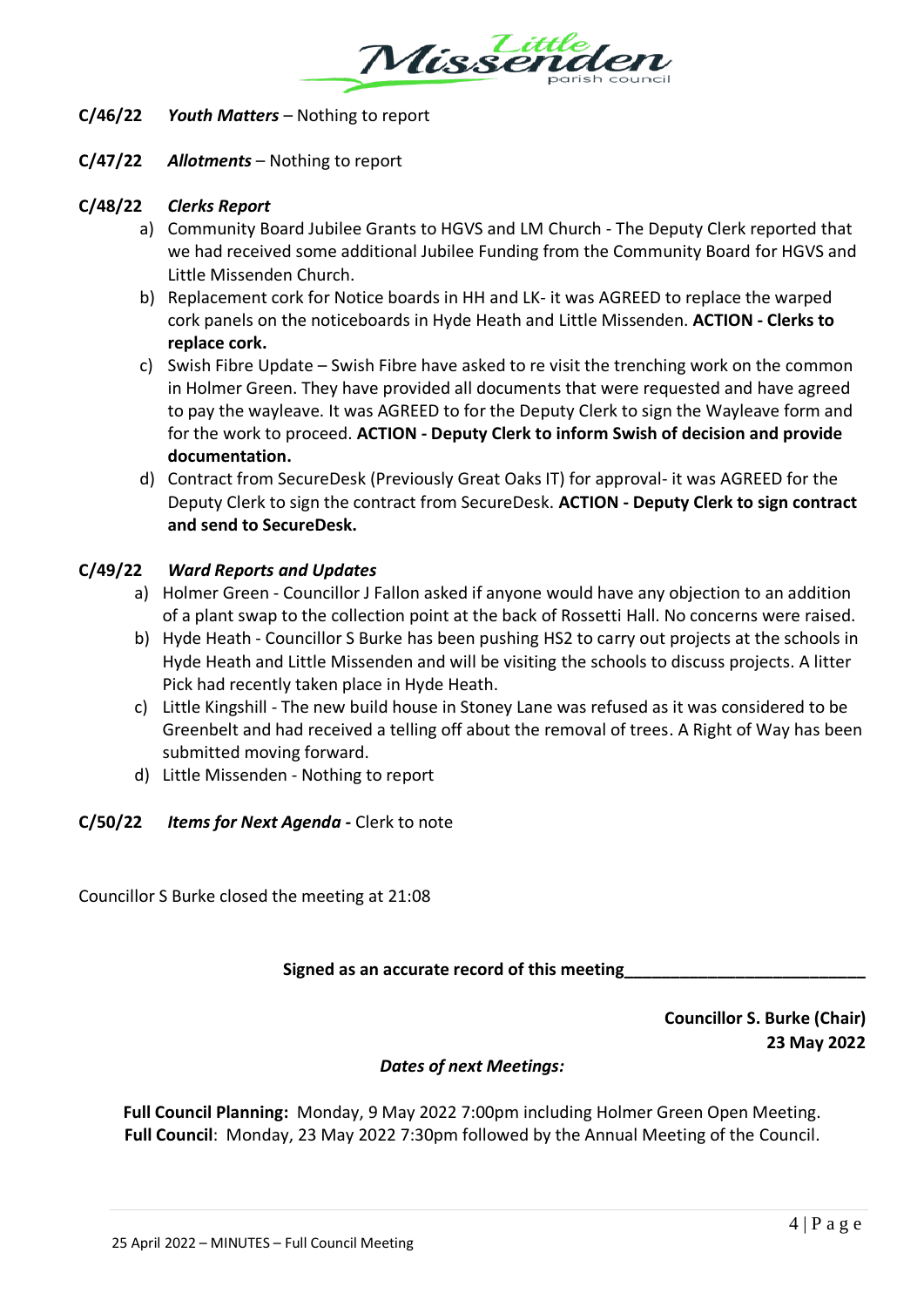**C/46/22** ***Youth Matters*** – Nothing to report

**C/47/22** ***Allotments*** – Nothing to report

**C/48/22** ***Clerks Report***

a) Community Board Jubilee Grants to HGVS and LM Church - The Deputy Clerk reported that we had received some additional Jubilee Funding from the Community Board for HGVS and Little Missenden Church.
b) Replacement cork for Notice boards in HH and LK- it was AGREED to replace the warped cork panels on the noticeboards in Hyde Heath and Little Missenden. **ACTION - Clerks to replace cork.**
c) Swish Fibre Update – Swish Fibre have asked to re visit the trenching work on the common in Holmer Green. They have provided all documents that were requested and have agreed to pay the wayleave. It was AGREED to for the Deputy Clerk to sign the Wayleave form and for the work to proceed. **ACTION - Deputy Clerk to inform Swish of decision and provide documentation.**
d) Contract from SecureDesk (Previously Great Oaks IT) for approval- it was AGREED for the Deputy Clerk to sign the contract from SecureDesk. **ACTION - Deputy Clerk to sign contract and send to SecureDesk.**

**C/49/22** ***Ward Reports and Updates***

a) Holmer Green - Councillor J Fallon asked if anyone would have any objection to an addition of a plant swap to the collection point at the back of Rossetti Hall. No concerns were raised.
b) Hyde Heath - Councillor S Burke has been pushing HS2 to carry out projects at the schools in Hyde Heath and Little Missenden and will be visiting the schools to discuss projects. A litter Pick had recently taken place in Hyde Heath.
c) Little Kingshill - The new build house in Stoney Lane was refused as it was considered to be Greenbelt and had received a telling off about the removal of trees. A Right of Way has been submitted moving forward.
d) Little Missenden - Nothing to report

**C/50/22** ***Items for Next Agenda* -** Clerk to note

Councillor S Burke closed the meeting at 21:08

**Signed as an accurate record of this meeting__________________________**

**Councillor S. Burke (Chair)**
**23 May 2022**

***Dates of next Meetings:***

**Full Council Planning:** Monday, 9 May 2022 7:00pm including Holmer Green Open Meeting.
**Full Council**: Monday, 23 May 2022 7:30pm followed by the Annual Meeting of the Council.